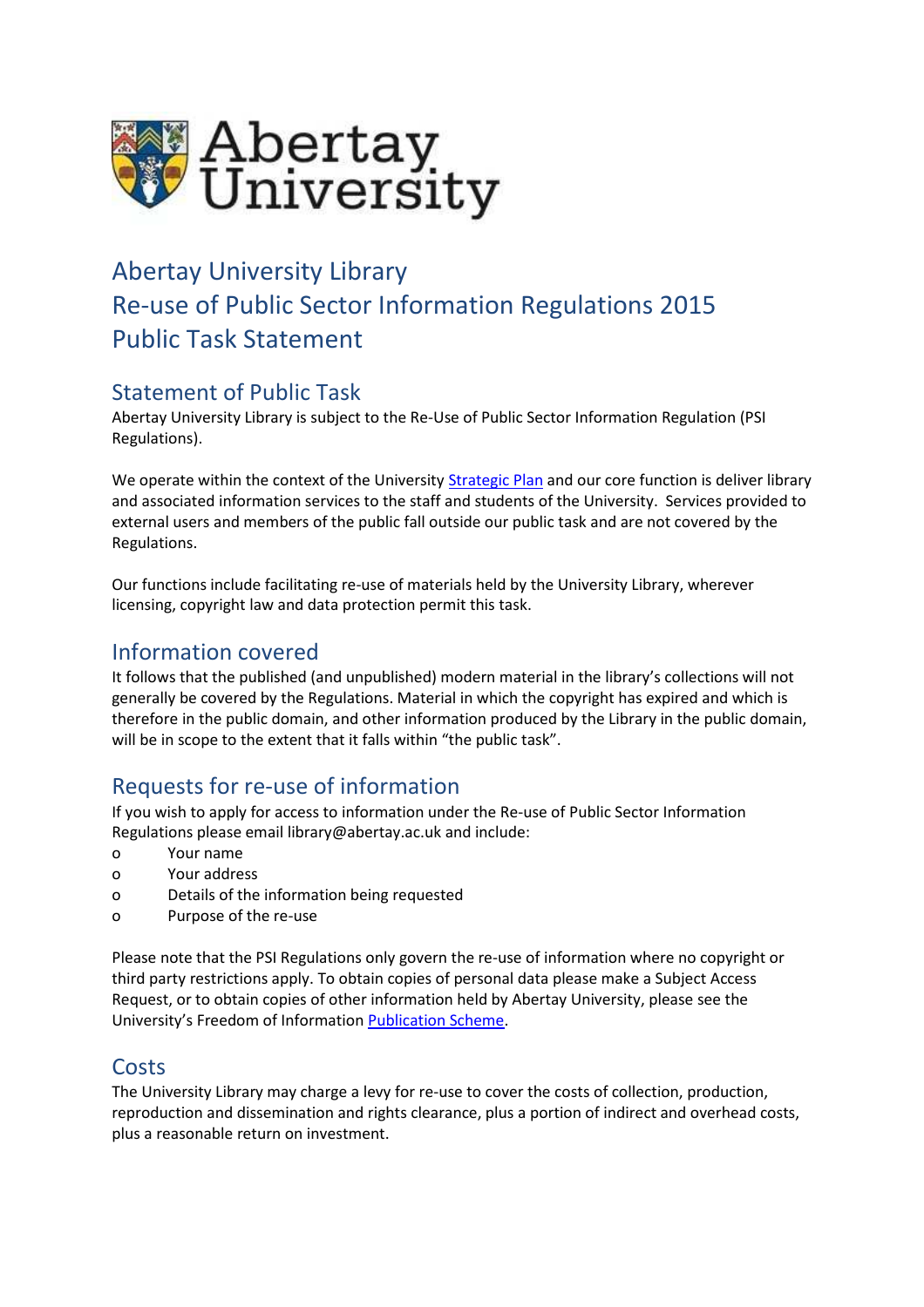# Abertay University Library
# Re-use of Public Sector Information Regulations 2015
# Public Task Statement

## Statement of Public Task

Abertay University Library is subject to the Re-Use of Public Sector Information Regulation (PSI Regulations).

We operate within the context of the University [Strategic Plan] and our core function is deliver library and associated information services to the staff and students of the University. Services provided to external users and members of the public fall outside our public task and are not covered by the Regulations.

Our functions include facilitating re-use of materials held by the University Library, wherever licensing, copyright law and data protection permit this task.

## Information covered

It follows that the published (and unpublished) modern material in the library's collections will not generally be covered by the Regulations. Material in which the copyright has expired and which is therefore in the public domain, and other information produced by the Library in the public domain, will be in scope to the extent that it falls within "the public task".

## Requests for re-use of information

If you wish to apply for access to information under the Re-use of Public Sector Information Regulations please email library@abertay.ac.uk and include:

- Your name
- Your address
- Details of the information being requested
- Purpose of the re-use

Please note that the PSI Regulations only govern the re-use of information where no copyright or third party restrictions apply. To obtain copies of personal data please make a Subject Access Request, or to obtain copies of other information held by Abertay University, please see the University's Freedom of Information [Publication Scheme].

## Costs

The University Library may charge a levy for re-use to cover the costs of collection, production, reproduction and dissemination and rights clearance, plus a portion of indirect and overhead costs, plus a reasonable return on investment.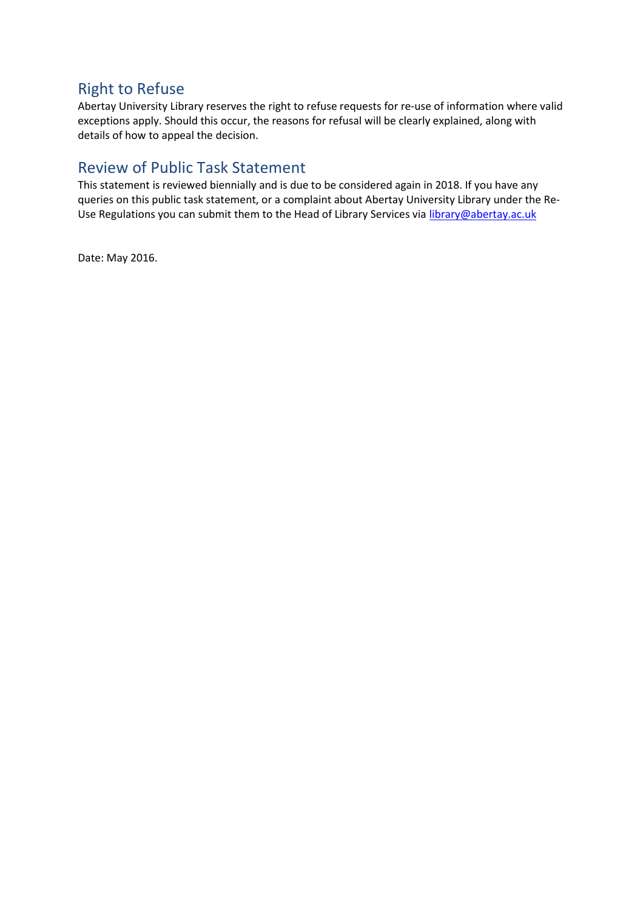## Right to Refuse

Abertay University Library reserves the right to refuse requests for re-use of information where valid exceptions apply. Should this occur, the reasons for refusal will be clearly explained, along with details of how to appeal the decision.

## Review of Public Task Statement

This statement is reviewed biennially and is due to be considered again in 2018. If you have any queries on this public task statement, or a complaint about Abertay University Library under the Re-Use Regulations you can submit them to the Head of Library Services via library@abertay.ac.uk

Date: May 2016.